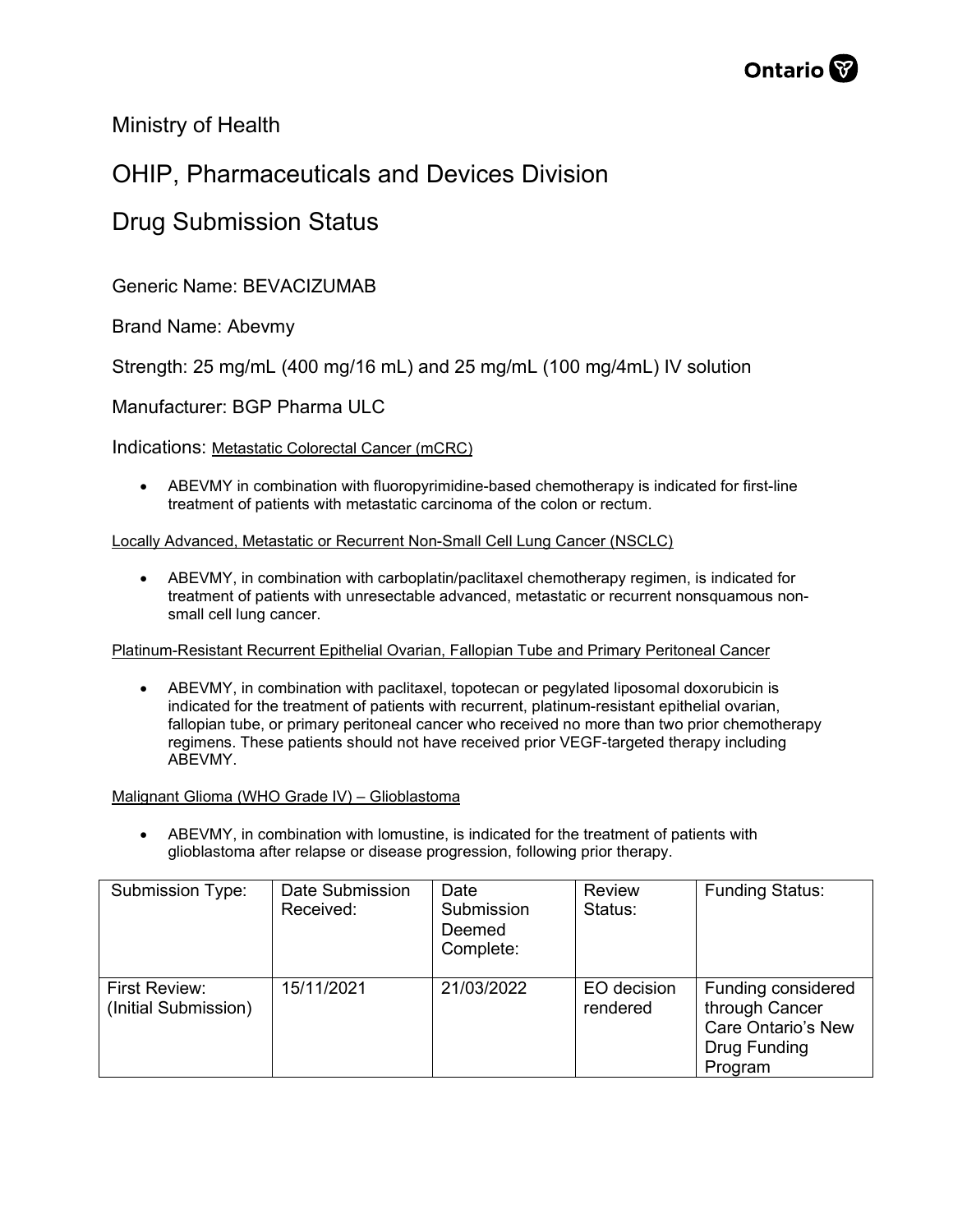Ministry of Health

# OHIP, Pharmaceuticals and Devices Division

# Drug Submission Status

Generic Name: BEVACIZUMAB

Brand Name: Abevmy

Strength: 25 mg/mL (400 mg/16 mL) and 25 mg/mL (100 mg/4mL) IV solution

Manufacturer: BGP Pharma ULC

Indications: Metastatic Colorectal Cancer (mCRC)

- ABEVMY in combination with fluoropyrimidine-based chemotherapy is indicated for first-line treatment of patients with metastatic carcinoma of the colon or rectum.

Locally Advanced, Metastatic or Recurrent Non-Small Cell Lung Cancer (NSCLC)

- ABEVMY, in combination with carboplatin/paclitaxel chemotherapy regimen, is indicated for treatment of patients with unresectable advanced, metastatic or recurrent nonsquamous non-small cell lung cancer.

Platinum-Resistant Recurrent Epithelial Ovarian, Fallopian Tube and Primary Peritoneal Cancer

- ABEVMY, in combination with paclitaxel, topotecan or pegylated liposomal doxorubicin is indicated for the treatment of patients with recurrent, platinum-resistant epithelial ovarian, fallopian tube, or primary peritoneal cancer who received no more than two prior chemotherapy regimens. These patients should not have received prior VEGF-targeted therapy including ABEVMY.

Malignant Glioma (WHO Grade IV) – Glioblastoma

- ABEVMY, in combination with lomustine, is indicated for the treatment of patients with glioblastoma after relapse or disease progression, following prior therapy.

| Submission Type: | Date Submission Received: | Date Submission Deemed Complete: | Review Status: | Funding Status: |
|---|---|---|---|---|
| First Review: (Initial Submission) | 15/11/2021 | 21/03/2022 | EO decision rendered | Funding considered through Cancer Care Ontario's New Drug Funding Program |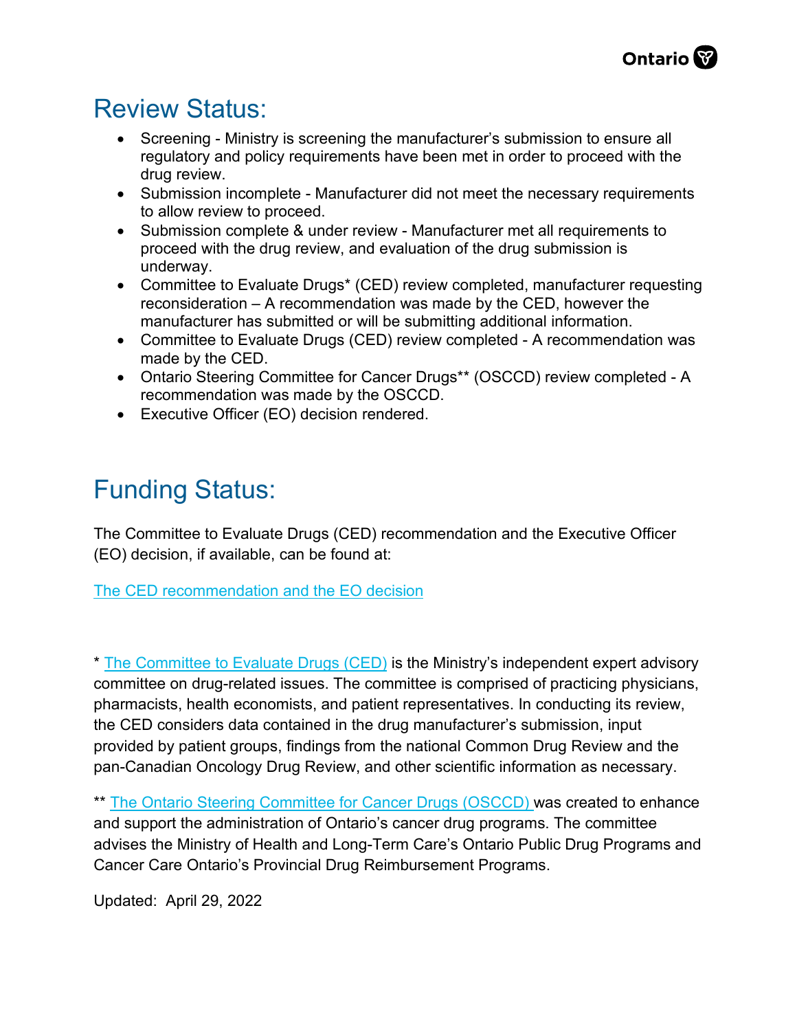# Review Status:

- Screening - Ministry is screening the manufacturer's submission to ensure all regulatory and policy requirements have been met in order to proceed with the drug review.
- Submission incomplete - Manufacturer did not meet the necessary requirements to allow review to proceed.
- Submission complete & under review - Manufacturer met all requirements to proceed with the drug review, and evaluation of the drug submission is underway.
- Committee to Evaluate Drugs* (CED) review completed, manufacturer requesting reconsideration – A recommendation was made by the CED, however the manufacturer has submitted or will be submitting additional information.
- Committee to Evaluate Drugs (CED) review completed - A recommendation was made by the CED.
- Ontario Steering Committee for Cancer Drugs** (OSCCD) review completed - A recommendation was made by the OSCCD.
- Executive Officer (EO) decision rendered.

# Funding Status:

The Committee to Evaluate Drugs (CED) recommendation and the Executive Officer (EO) decision, if available, can be found at:

The CED recommendation and the EO decision

* The Committee to Evaluate Drugs (CED) is the Ministry's independent expert advisory committee on drug-related issues. The committee is comprised of practicing physicians, pharmacists, health economists, and patient representatives. In conducting its review, the CED considers data contained in the drug manufacturer's submission, input provided by patient groups, findings from the national Common Drug Review and the pan-Canadian Oncology Drug Review, and other scientific information as necessary.

** The Ontario Steering Committee for Cancer Drugs (OSCCD) was created to enhance and support the administration of Ontario's cancer drug programs. The committee advises the Ministry of Health and Long-Term Care's Ontario Public Drug Programs and Cancer Care Ontario's Provincial Drug Reimbursement Programs.

Updated: April 29, 2022